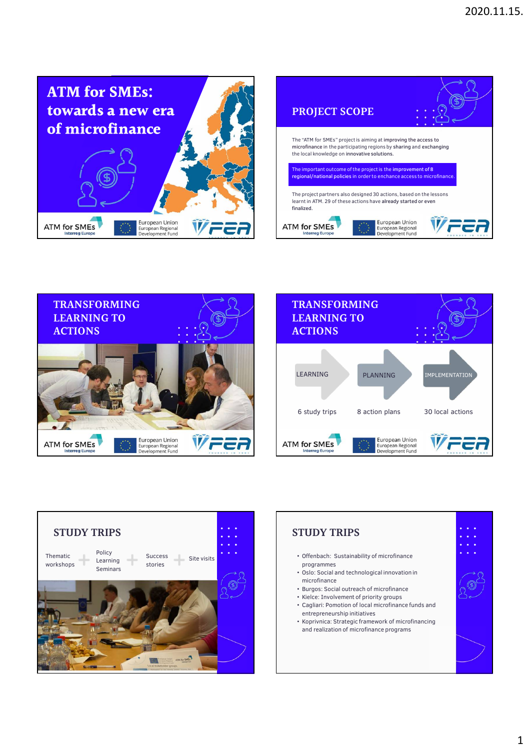# ATM for SMEs: towards a new era of microfinance

ATM for SMEs Interreg Europe | European Union European Regional Development Fund | FEA

## PROJECT SCOPE

The "ATM for SMEs" project is aiming at **improving the access to microfinance** in the participating regions by **sharing** and **exchanging** the local knowledge on **innovative solutions.**

The important outcome of the project is the **improvement of 8 regional/national policies** in order to enchance access to microfinance.

The project partners also designed 30 actions, based on the lessons learnt in ATM. 29 of these actions have **already started or even finalized.**

## TRANSFORMING LEARNING TO ACTIONS

## TRANSFORMING LEARNING TO ACTIONS

| LEARNING | PLANNING | IMPLEMENTATION |
|---|---|---|
| 6 study trips | 8 action plans | 30 local actions |

## STUDY TRIPS

Thematic workshops + Policy Learning Seminars + Success stories + Site visits

## STUDY TRIPS

- Offenbach: Sustainability of microfinance programmes
- Oslo: Social and technological innovation in microfinance
- Burgos: Social outreach of microfinance
- Kielce: Involvement of priority groups
- Cagliari: Pomotion of local microfinance funds and entrepreneurship initiatives
- Koprivnica: Strategic framework of microfinancing and realization of microfinance programs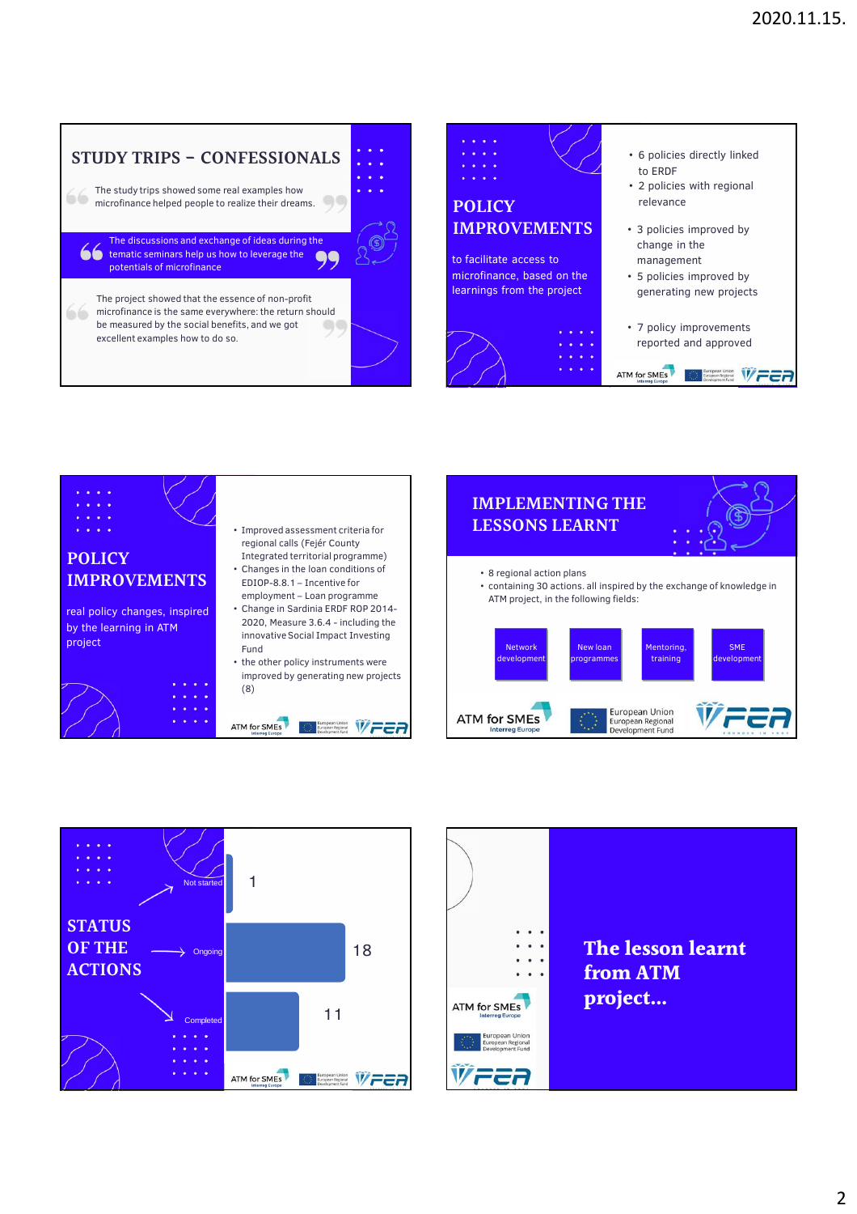## STUDY TRIPS – CONFESSIONALS

The study trips showed some real examples how microfinance helped people to realize their dreams.

The discussions and exchange of ideas during the tematic seminars help us how to leverage the potentials of microfinance

The project showed that the essence of non-profit microfinance is the same everywhere: the return should be measured by the social benefits, and we got excellent examples how to do so.

## POLICY IMPROVEMENTS

to facilitate access to microfinance, based on the learnings from the project

- 6 policies directly linked to ERDF
- 2 policies with regional relevance
- 3 policies improved by change in the management
- 5 policies improved by generating new projects
- 7 policy improvements reported and approved

ATM for SMEs Interreg Europe | European Union European Regional Development Fund | FEA

## POLICY IMPROVEMENTS

real policy changes, inspired by the learning in ATM project

- Improved assessment criteria for regional calls (Fejér County Integrated territorial programme)
- Changes in the loan conditions of EDIOP-8.8.1 – Incentive for employment – Loan programme
- Change in Sardinia ERDF ROP 2014-2020, Measure 3.6.4 - including the innovative Social Impact Investing Fund
- the other policy instruments were improved by generating new projects (8)

ATM for SMEs Interreg Europe | European Union European Regional Development Fund | FEA

## IMPLEMENTING THE LESSONS LEARNT

- 8 regional action plans
- containing 30 actions. all inspired by the exchange of knowledge in ATM project, in the following fields:

Network development | New loan programmes | Mentoring, training | SME development

ATM for SMEs Interreg Europe | European Union European Regional Development Fund | FEA

## STATUS OF THE ACTIONS

| Status | Number |
|---|---|
| Not started | 1 |
| Ongoing | 18 |
| Completed | 11 |

ATM for SMEs Interreg Europe | European Union European Regional Development Fund | FEA

## The lesson learnt from ATM project...

ATM for SMEs Interreg Europe | European Union European Regional Development Fund | FEA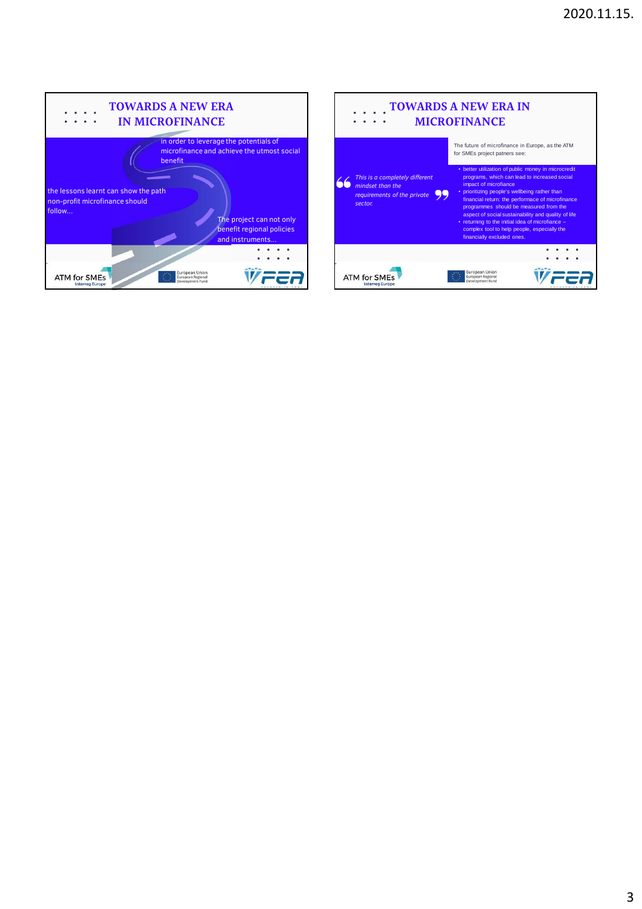# TOWARDS A NEW ERA IN MICROFINANCE

in order to leverage the potentials of microfinance and achieve the utmost social benefit

the lessons learnt can show the path non-profit microfinance should follow...

The project can not only benefit regional policies and instruments...

ATM for SMEs Interreg Europe

European Union European Regional Development Fund

# TOWARDS A NEW ERA IN MICROFINANCE

*This is a completely different mindset than the requirements of the private sector.*

The future of microfinance in Europe, as the ATM for SMEs project patners see:

- better utilization of public money in microcredit programs, which can lead to increased social impact of microfiance
- prioritizing people's wellbeing rather than financial return: the performace of microfinance programmes should be measured from the aspect of social sustainability and quality of life
- returning to the initial idea of microfiance – complex tool to help people, especially the financially excluded ones.

ATM for SMEs Interreg Europe

European Union European Regional Development Fund